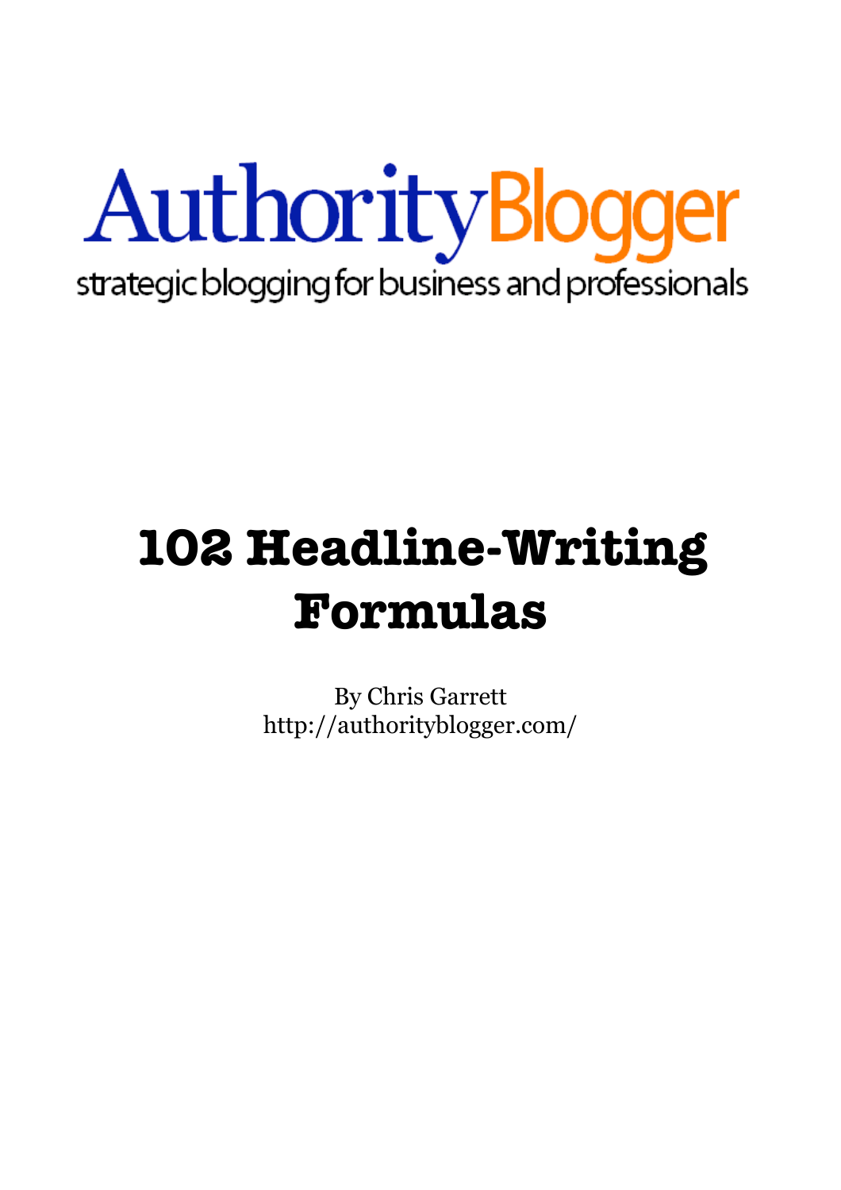AuthorityBlogger

strategic blogging for business and professionals

# 102 Headline-Writing Formulas

By Chris Garrett
http://authorityblogger.com/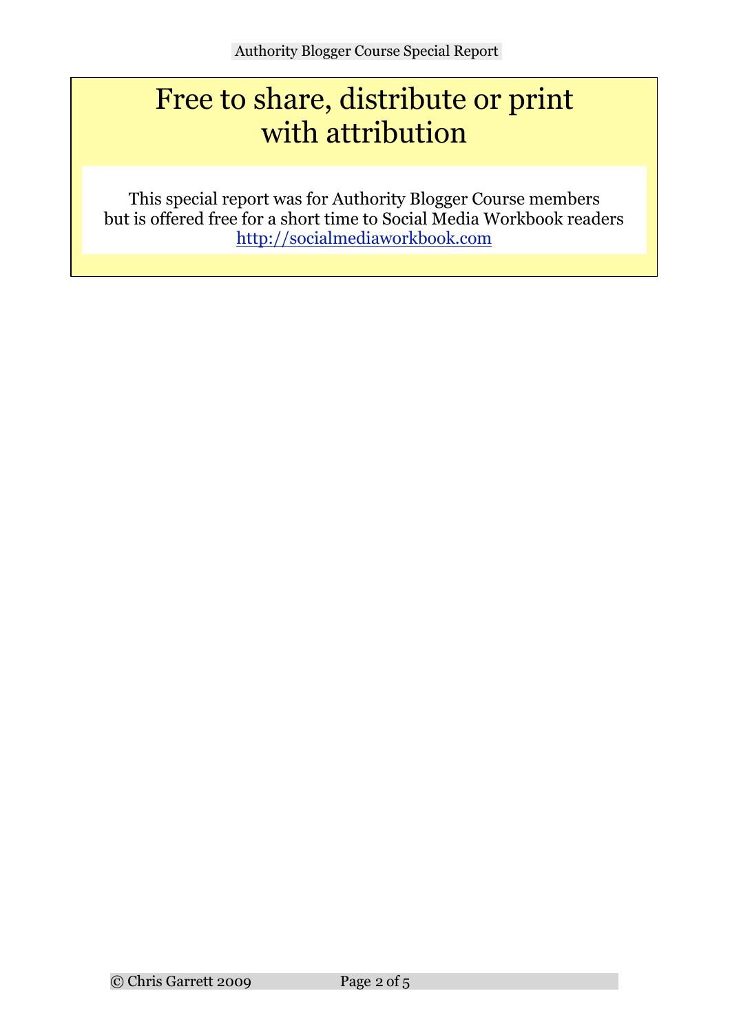# Free to share, distribute or print with attribution

This special report was for Authority Blogger Course members but is offered free for a short time to Social Media Workbook readers
[http://socialmediaworkbook.com](http://socialmediaworkbook.com)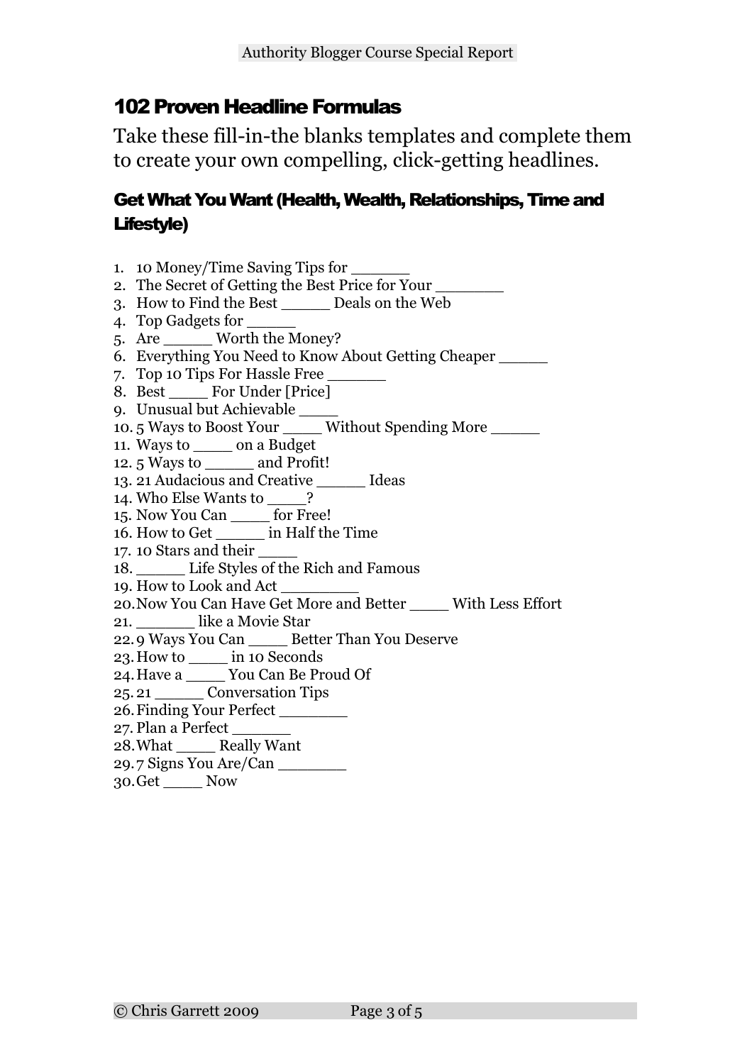## 102 Proven Headline Formulas

Take these fill-in-the blanks templates and complete them to create your own compelling, click-getting headlines.

### Get What You Want (Health, Wealth, Relationships, Time and Lifestyle)

1. 10 Money/Time Saving Tips for ______
2. The Secret of Getting the Best Price for Your _______
3. How to Find the Best _____ Deals on the Web
4. Top Gadgets for _____
5. Are _____ Worth the Money?
6. Everything You Need to Know About Getting Cheaper _____
7. Top 10 Tips For Hassle Free ______
8. Best ____ For Under [Price]
9. Unusual but Achievable ____
10. 5 Ways to Boost Your ____ Without Spending More _____
11. Ways to ____ on a Budget
12. 5 Ways to _____ and Profit!
13. 21 Audacious and Creative _____ Ideas
14. Who Else Wants to ____?
15. Now You Can ____ for Free!
16. How to Get _____ in Half the Time
17. 10 Stars and their ____
18. _____ Life Styles of the Rich and Famous
19. How to Look and Act ________
20. Now You Can Have Get More and Better ____ With Less Effort
21. ______ like a Movie Star
22. 9 Ways You Can ____ Better Than You Deserve
23. How to ____ in 10 Seconds
24. Have a ____ You Can Be Proud Of
25. 21 _____ Conversation Tips
26. Finding Your Perfect _______
27. Plan a Perfect ______
28. What ____ Really Want
29. 7 Signs You Are/Can _______
30. Get ____ Now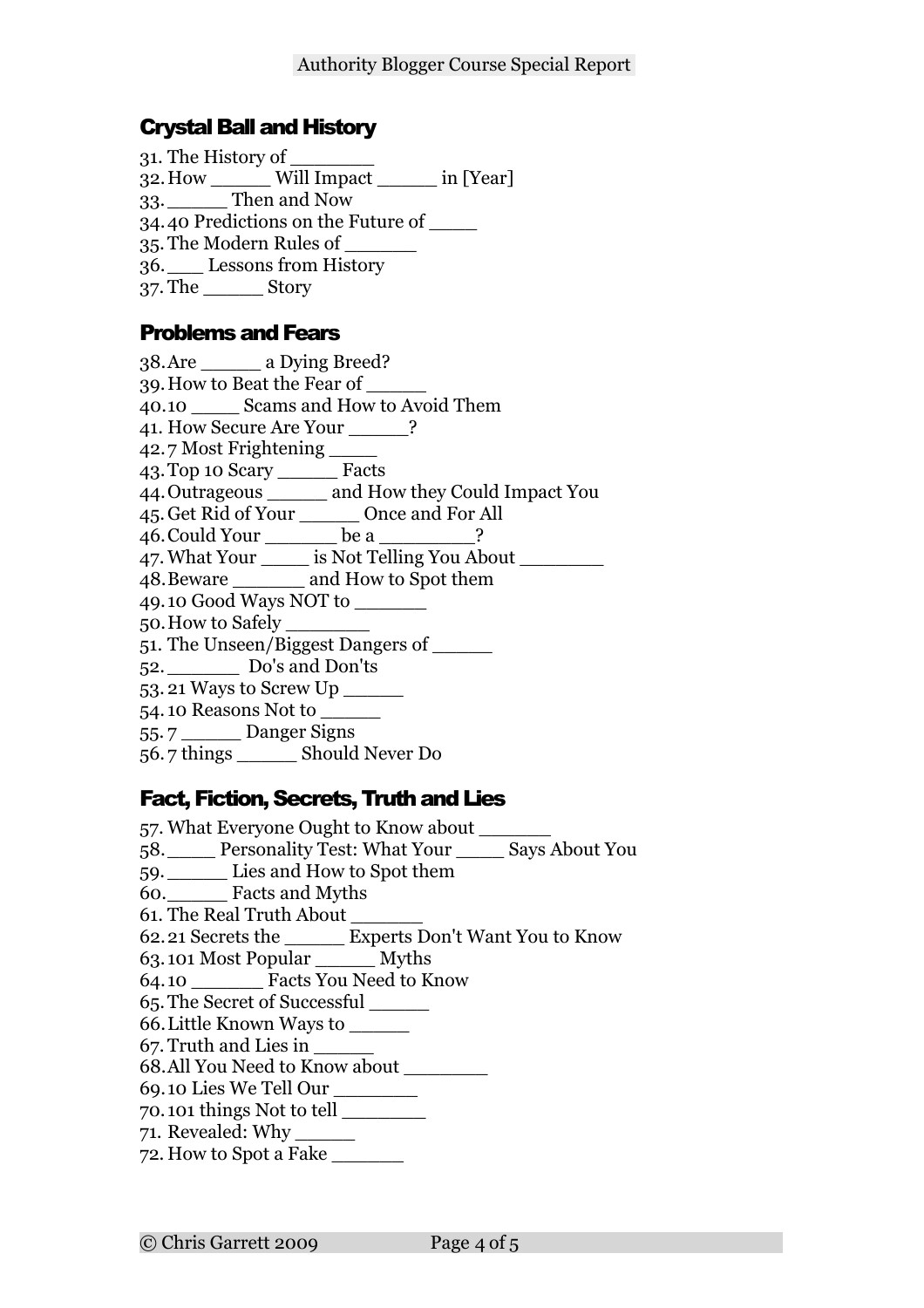## Crystal Ball and History

31. The History of _______
32. How _____ Will Impact _____ in [Year]
33. _____ Then and Now
34. 40 Predictions on the Future of ____
35. The Modern Rules of ______
36. ___ Lessons from History
37. The _____ Story

## Problems and Fears

38. Are _____ a Dying Breed?
39. How to Beat the Fear of _____
40. 10 ____ Scams and How to Avoid Them
41. How Secure Are Your _____?
42. 7 Most Frightening ____
43. Top 10 Scary _____ Facts
44. Outrageous _____ and How they Could Impact You
45. Get Rid of Your _____ Once and For All
46. Could Your ______ be a ________?
47. What Your ____ is Not Telling You About _______
48. Beware ______ and How to Spot them
49. 10 Good Ways NOT to ______
50. How to Safely _______
51. The Unseen/Biggest Dangers of _____
52. ______ Do's and Don'ts
53. 21 Ways to Screw Up _____
54. 10 Reasons Not to _____
55. 7 _____ Danger Signs
56. 7 things _____ Should Never Do

## Fact, Fiction, Secrets, Truth and Lies

57. What Everyone Ought to Know about ______
58. ____ Personality Test: What Your ____ Says About You
59. _____ Lies and How to Spot them
60. _____ Facts and Myths
61. The Real Truth About ______
62. 21 Secrets the _____ Experts Don't Want You to Know
63. 101 Most Popular _____ Myths
64. 10 ______ Facts You Need to Know
65. The Secret of Successful _____
66. Little Known Ways to _____
67. Truth and Lies in _____
68. All You Need to Know about _______
69. 10 Lies We Tell Our _______
70. 101 things Not to tell _______
71. Revealed: Why _____
72. How to Spot a Fake ______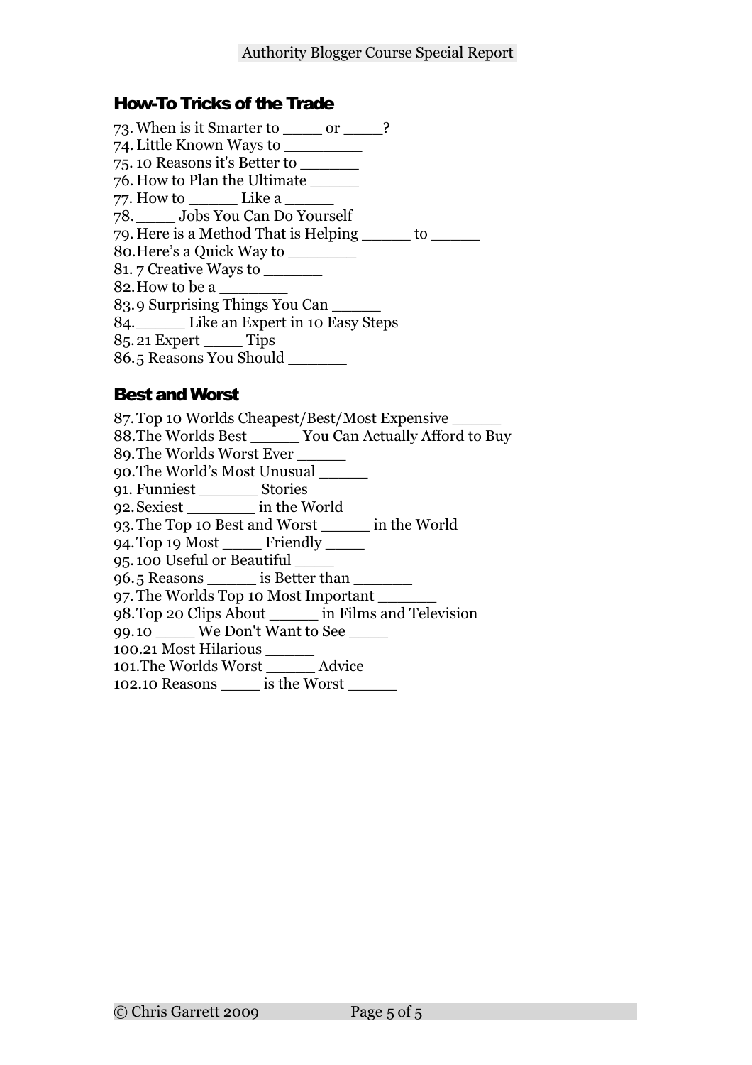## How-To Tricks of the Trade

73. When is it Smarter to ____ or ____?
74. Little Known Ways to ________
75. 10 Reasons it's Better to ______
76. How to Plan the Ultimate _____
77. How to _____ Like a _____
78. ____ Jobs You Can Do Yourself
79. Here is a Method That is Helping _____ to _____
80. Here's a Quick Way to _______
81. 7 Creative Ways to ______
82. How to be a _______
83. 9 Surprising Things You Can _____
84. _____ Like an Expert in 10 Easy Steps
85. 21 Expert ____ Tips
86. 5 Reasons You Should ______

## Best and Worst

87. Top 10 Worlds Cheapest/Best/Most Expensive _____
88. The Worlds Best _____ You Can Actually Afford to Buy
89. The Worlds Worst Ever _____
90. The World's Most Unusual _____
91. Funniest ______ Stories
92. Sexiest _______ in the World
93. The Top 10 Best and Worst _____ in the World
94. Top 19 Most ____ Friendly ____
95. 100 Useful or Beautiful ____
96. 5 Reasons _____ is Better than ______
97. The Worlds Top 10 Most Important ______
98. Top 20 Clips About _____ in Films and Television
99. 10 ____ We Don't Want to See ____
100. 21 Most Hilarious _____
101. The Worlds Worst _____ Advice
102. 10 Reasons ____ is the Worst _____